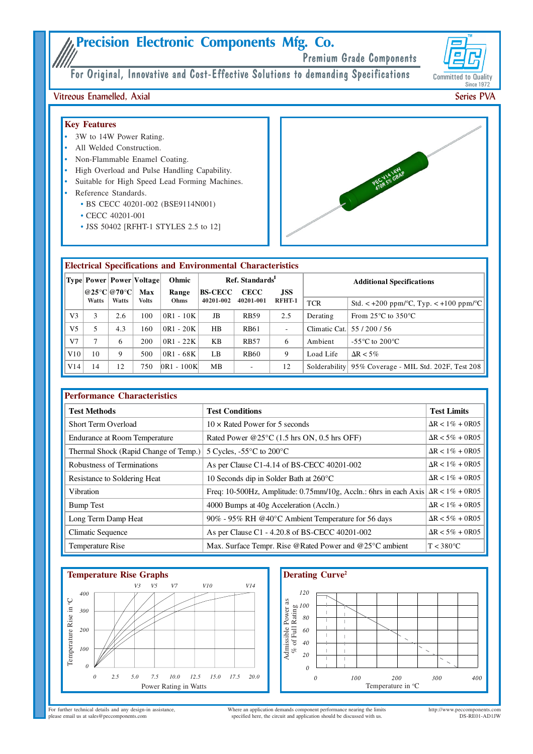# Precision Electronic Components Mfg. Co.

Premium Grade Components

For Original, Innovative and Cost-Effective Solutions to demanding Specifications

Committed to Quality
Since 1972

## Vitreous Enamelled, Axial

## Series PVA

### Key Features

- 3W to 14W Power Rating.
- All Welded Construction.
- Non-Flammable Enamel Coating.
- High Overload and Pulse Handling Capability.
- Suitable for High Speed Lead Forming Machines.
- Reference Standards.
  - BS CECC 40201-002 (BSE9114N001)
  - CECC 40201-001
  - JSS 50402 [RFHT-1 STYLES 2.5 to 12]

### Electrical Specifications and Environmental Characteristics

| Type | Power @25°C Watts | Power @70°C Watts | Voltage Max Volts | Ohmic Range Ohms | Ref. Standards[1] BS-CECC 40201-002 | CECC 40201-001 | JSS RFHT-1 |
|---|---|---|---|---|---|---|---|
| V3 | 3 | 2.6 | 100 | 0R1 - 10K | JB | RB59 | 2.5 |
| V5 | 5 | 4.3 | 160 | 0R1 - 20K | HB | RB61 | - |
| V7 | 7 | 6 | 200 | 0R1 - 22K | KB | RB57 | 6 |
| V10 | 10 | 9 | 500 | 0R1 - 68K | LB | RB60 | 9 |
| V14 | 14 | 12 | 750 | 0R1 - 100K | MB | - | 12 |

| Additional Specifications | |
|---|---|
| TCR | Std. < +200 ppm/°C, Typ. < +100 ppm/°C |
| Derating | From 25°C to 350°C |
| Climatic Cat. | 55 / 200 / 56 |
| Ambient | -55°C to 200°C |
| Load Life | ΔR < 5% |
| Solderability | 95% Coverage - MIL Std. 202F, Test 208 |

### Performance Characteristics

| Test Methods | Test Conditions | Test Limits |
|---|---|---|
| Short Term Overload | 10 × Rated Power for 5 seconds | ΔR < 1% + 0R05 |
| Endurance at Room Temperature | Rated Power @25°C (1.5 hrs ON, 0.5 hrs OFF) | ΔR < 5% + 0R05 |
| Thermal Shock (Rapid Change of Temp.) | 5 Cycles, -55°C to 200°C | ΔR < 1% + 0R05 |
| Robustness of Terminations | As per Clause C1-4.14 of BS-CECC 40201-002 | ΔR < 1% + 0R05 |
| Resistance to Soldering Heat | 10 Seconds dip in Solder Bath at 260°C | ΔR < 1% + 0R05 |
| Vibration | Freq: 10-500Hz, Amplitude: 0.75mm/10g, Accln.: 6hrs in each Axis | ΔR < 1% + 0R05 |
| Bump Test | 4000 Bumps at 40g Acceleration (Accln.) | ΔR < 1% + 0R05 |
| Long Term Damp Heat | 90% - 95% RH @40°C Ambient Temperature for 56 days | ΔR < 5% + 0R05 |
| Climatic Sequence | As per Clause C1 - 4.20.8 of BS-CECC 40201-002 | ΔR < 5% + 0R05 |
| Temperature Rise | Max. Surface Tempr. Rise @Rated Power and @25°C ambient | T < 380°C |

### Temperature Rise Graphs

V3 V5 V7 V10 V14

Temperature Rise in °C (0–400) vs. Power Rating in Watts (0–20.0)

### Derating Curve[2]

Admissible Power as % of Full Rating (0–120) vs. Temperature in °C (0–400)

For further technical details and any design-in assistance, please email us at sales@peccomponents.com

Where an application demands component performance nearing the limits specified here, the circuit and application should be discussed with us.

http://www.peccomponents.com
DS-RE01-AD1JW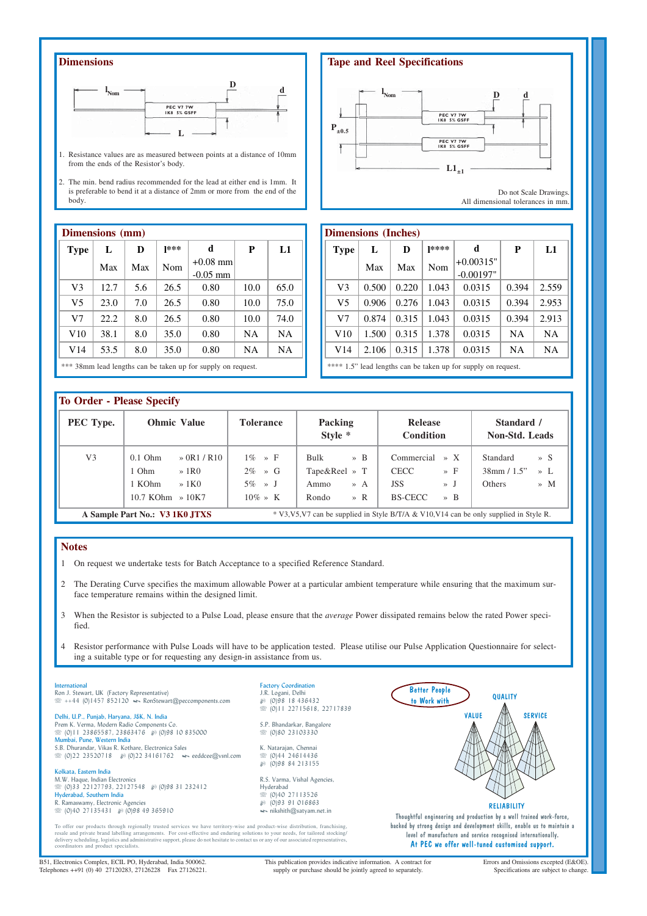## Dimensions

$l_{Nom}$ D d L

PEC V7 7W IK8 5% GSFF

1. Resistance values are as measured between points at a distance of 10mm from the ends of the Resistor's body.
2. The min. bend radius recommended for the lead at either end is 1mm. It is preferable to bend it at a distance of 2mm or more from the end of the body.

## Tape and Reel Specifications

$l_{Nom}$ D d $P_{\pm 0.5}$ $L1_{\pm 1}$

PEC V7 7W IK8 5% GSFF

Do not Scale Drawings.
All dimensional tolerances in mm.

## Dimensions (mm)

| Type | L Max | D Max | l*** Nom | d +0.08 mm -0.05 mm | P | L1 |
|---|---|---|---|---|---|---|
| V3 | 12.7 | 5.6 | 26.5 | 0.80 | 10.0 | 65.0 |
| V5 | 23.0 | 7.0 | 26.5 | 0.80 | 10.0 | 75.0 |
| V7 | 22.2 | 8.0 | 26.5 | 0.80 | 10.0 | 74.0 |
| V10 | 38.1 | 8.0 | 35.0 | 0.80 | NA | NA |
| V14 | 53.5 | 8.0 | 35.0 | 0.80 | NA | NA |

*** 38mm lead lengths can be taken up for supply on request.

## Dimensions (Inches)

| Type | L Max | D Max | l**** Nom | d +0.00315" -0.00197" | P | L1 |
|---|---|---|---|---|---|---|
| V3 | 0.500 | 0.220 | 1.043 | 0.0315 | 0.394 | 2.559 |
| V5 | 0.906 | 0.276 | 1.043 | 0.0315 | 0.394 | 2.953 |
| V7 | 0.874 | 0.315 | 1.043 | 0.0315 | 0.394 | 2.913 |
| V10 | 1.500 | 0.315 | 1.378 | 0.0315 | NA | NA |
| V14 | 2.106 | 0.315 | 1.378 | 0.0315 | NA | NA |

**** 1.5" lead lengths can be taken up for supply on request.

## To Order - Please Specify

| PEC Type. | Ohmic Value | Tolerance | Packing Style * | Release Condition | Standard / Non-Std. Leads |
|---|---|---|---|---|---|
| V3 | 0.1 Ohm » 0R1 / R10<br>1 Ohm » 1R0<br>1 KOhm » 1K0<br>10.7 KOhm » 10K7 | 1% » F<br>2% » G<br>5% » J<br>10% » K | Bulk » B<br>Tape&Reel » T<br>Ammo » A<br>Rondo » R | Commercial » X<br>CECC » F<br>JSS » J<br>BS-CECC » B | Standard » S<br>38mm / 1.5" » L<br>Others » M |

**A Sample Part No.: V3 1K0 JTXS**

* V3,V5,V7 can be supplied in Style B/T/A & V10,V14 can be only supplied in Style R.

## Notes

1. On request we undertake tests for Batch Acceptance to a specified Reference Standard.
2. The Derating Curve specifies the maximum allowable Power at a particular ambient temperature while ensuring that the maximum surface temperature remains within the designed limit.
3. When the Resistor is subjected to a Pulse Load, please ensure that the *average* Power dissipated remains below the rated Power specified.
4. Resistor performance with Pulse Loads will have to be application tested. Please utilise our Pulse Application Questionnaire for selecting a suitable type or for requesting any design-in assistance from us.

International
Ron J. Stewart, UK (Factory Representative)
++44 (0)1457 852120 RonStewart@peccomponents.com

Delhi, U.P., Punjab, Haryana, J&K, N. India
Prem K. Verma, Modern Radio Components Co.
(0)11 23865587, 23863476 (0)98 10 835000

Mumbai, Pune, Western India
S.B. Dhurandar, Vikas R. Kothare, Electronica Sales
(0)22 23520718 (0)22 34161762 eeddcee@vsnl.com

Kolkata, Eastern India
M.W. Haque, Indian Electronics
(0)33 22127793, 22127548 (0)98 31 232412

Hyderabad, Southern India
R. Ramaswamy, Electronic Agencies
(0)40 27135431 (0)98 49 365910

Factory Coordination
J.R. Logani, Delhi
(0)98 18 436432
(0)11 22715618, 22717839

S.P. Bhandarkar, Bangalore
(0)80 23103330

K. Natarajan, Chennai
(0)44 24614436
(0)98 84 213155

R.S. Varma, Vishal Agencies, Hyderabad
(0)40 27113526
(0)93 91 016863
nikshith@satyam.net.in

To offer our products through regionally trusted services we have territory-wise and product-wise distribution, franchising, resale and private brand labelling arrangements. For cost-effective and enduring solutions to your needs, for tailored stocking/delivery scheduling, logistics and administrative support, please do not hesitate to contact us or any of our associated representatives, coordinators and product specialists.

Better People to Work with

QUALITY VALUE SERVICE RELIABILITY

Thoughtful engineering and production by a well trained work-force, backed by strong design and development skills, enable us to maintain a level of manufacture and service recognised internationally.
**At PEC we offer well-tuned customised support.**

B51, Electronics Complex, ECIL PO, Hyderabad, India 500062.
Telephones ++91 (0) 40 27120283, 27126228 Fax 27126221.

This publication provides indicative information. A contract for supply or purchase should be jointly agreed to separately.

Errors and Omissions excepted (E&OE).
Specifications are subject to change.